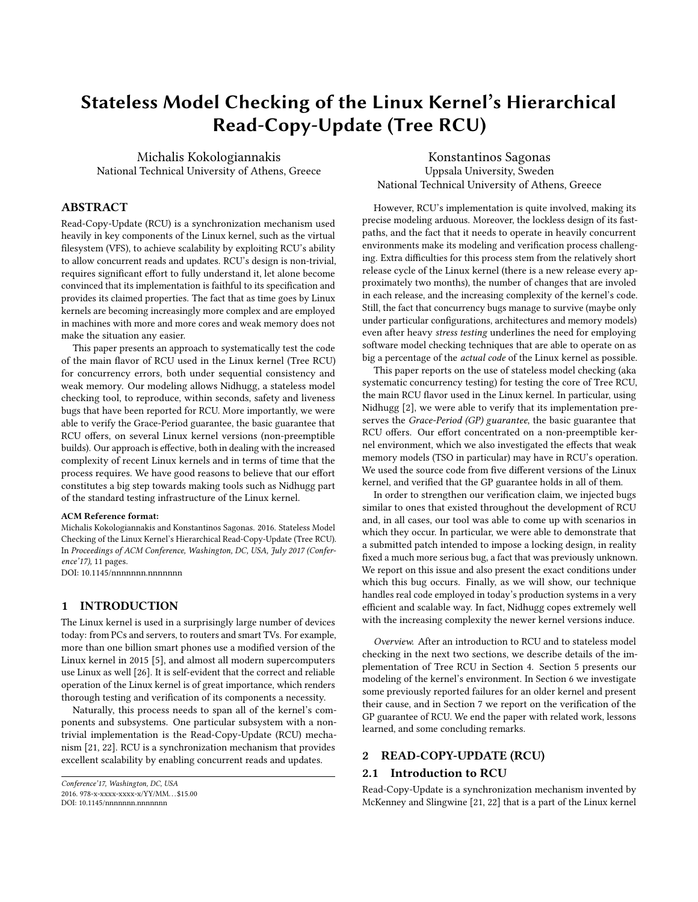# Stateless Model Checking of the Linux Kernel's Hierarchical Read-Copy-Update (Tree RCU)

Michalis Kokologiannakis
National Technical University of Athens, Greece

Konstantinos Sagonas
Uppsala University, Sweden
National Technical University of Athens, Greece

## ABSTRACT

Read-Copy-Update (RCU) is a synchronization mechanism used heavily in key components of the Linux kernel, such as the virtual filesystem (VFS), to achieve scalability by exploiting RCU's ability to allow concurrent reads and updates. RCU's design is non-trivial, requires significant effort to fully understand it, let alone become convinced that its implementation is faithful to its specification and provides its claimed properties. The fact that as time goes by Linux kernels are becoming increasingly more complex and are employed in machines with more and more cores and weak memory does not make the situation any easier.

This paper presents an approach to systematically test the code of the main flavor of RCU used in the Linux kernel (Tree RCU) for concurrency errors, both under sequential consistency and weak memory. Our modeling allows Nidhugg, a stateless model checking tool, to reproduce, within seconds, safety and liveness bugs that have been reported for RCU. More importantly, we were able to verify the Grace-Period guarantee, the basic guarantee that RCU offers, on several Linux kernel versions (non-preemptible builds). Our approach is effective, both in dealing with the increased complexity of recent Linux kernels and in terms of time that the process requires. We have good reasons to believe that our effort constitutes a big step towards making tools such as Nidhugg part of the standard testing infrastructure of the Linux kernel.

**ACM Reference format:**
Michalis Kokologiannakis and Konstantinos Sagonas. 2016. Stateless Model Checking of the Linux Kernel's Hierarchical Read-Copy-Update (Tree RCU). In *Proceedings of ACM Conference, Washington, DC, USA, July 2017 (Conference'17)*, 11 pages.
DOI: 10.1145/nnnnnnn.nnnnnnn

## 1 INTRODUCTION

The Linux kernel is used in a surprisingly large number of devices today: from PCs and servers, to routers and smart TVs. For example, more than one billion smart phones use a modified version of the Linux kernel in 2015 [5], and almost all modern supercomputers use Linux as well [26]. It is self-evident that the correct and reliable operation of the Linux kernel is of great importance, which renders thorough testing and verification of its components a necessity.

Naturally, this process needs to span all of the kernel's components and subsystems. One particular subsystem with a non-trivial implementation is the Read-Copy-Update (RCU) mechanism [21, 22]. RCU is a synchronization mechanism that provides excellent scalability by enabling concurrent reads and updates.

Conference'17, Washington, DC, USA
2016. 978-x-xxxx-xxxx-x/YY/MM...$15.00
DOI: 10.1145/nnnnnnn.nnnnnnn

However, RCU's implementation is quite involved, making its precise modeling arduous. Moreover, the lockless design of its fast-paths, and the fact that it needs to operate in heavily concurrent environments make its modeling and verification process challenging. Extra difficulties for this process stem from the relatively short release cycle of the Linux kernel (there is a new release every approximately two months), the number of changes that are involed in each release, and the increasing complexity of the kernel's code. Still, the fact that concurrency bugs manage to survive (maybe only under particular configurations, architectures and memory models) even after heavy *stress testing* underlines the need for employing software model checking techniques that are able to operate on as big a percentage of the *actual code* of the Linux kernel as possible.

This paper reports on the use of stateless model checking (aka systematic concurrency testing) for testing the core of Tree RCU, the main RCU flavor used in the Linux kernel. In particular, using Nidhugg [2], we were able to verify that its implementation preserves the *Grace-Period (GP) guarantee*, the basic guarantee that RCU offers. Our effort concentrated on a non-preemptible kernel environment, which we also investigated the effects that weak memory models (TSO in particular) may have in RCU's operation. We used the source code from five different versions of the Linux kernel, and verified that the GP guarantee holds in all of them.

In order to strengthen our verification claim, we injected bugs similar to ones that existed throughout the development of RCU and, in all cases, our tool was able to come up with scenarios in which they occur. In particular, we were able to demonstrate that a submitted patch intended to impose a locking design, in reality fixed a much more serious bug, a fact that was previously unknown. We report on this issue and also present the exact conditions under which this bug occurs. Finally, as we will show, our technique handles real code employed in today's production systems in a very efficient and scalable way. In fact, Nidhugg copes extremely well with the increasing complexity the newer kernel versions induce.

*Overview.* After an introduction to RCU and to stateless model checking in the next two sections, we describe details of the implementation of Tree RCU in Section 4. Section 5 presents our modeling of the kernel's environment. In Section 6 we investigate some previously reported failures for an older kernel and present their cause, and in Section 7 we report on the verification of the GP guarantee of RCU. We end the paper with related work, lessons learned, and some concluding remarks.

## 2 READ-COPY-UPDATE (RCU)

### 2.1 Introduction to RCU

Read-Copy-Update is a synchronization mechanism invented by McKenney and Slingwine [21, 22] that is a part of the Linux kernel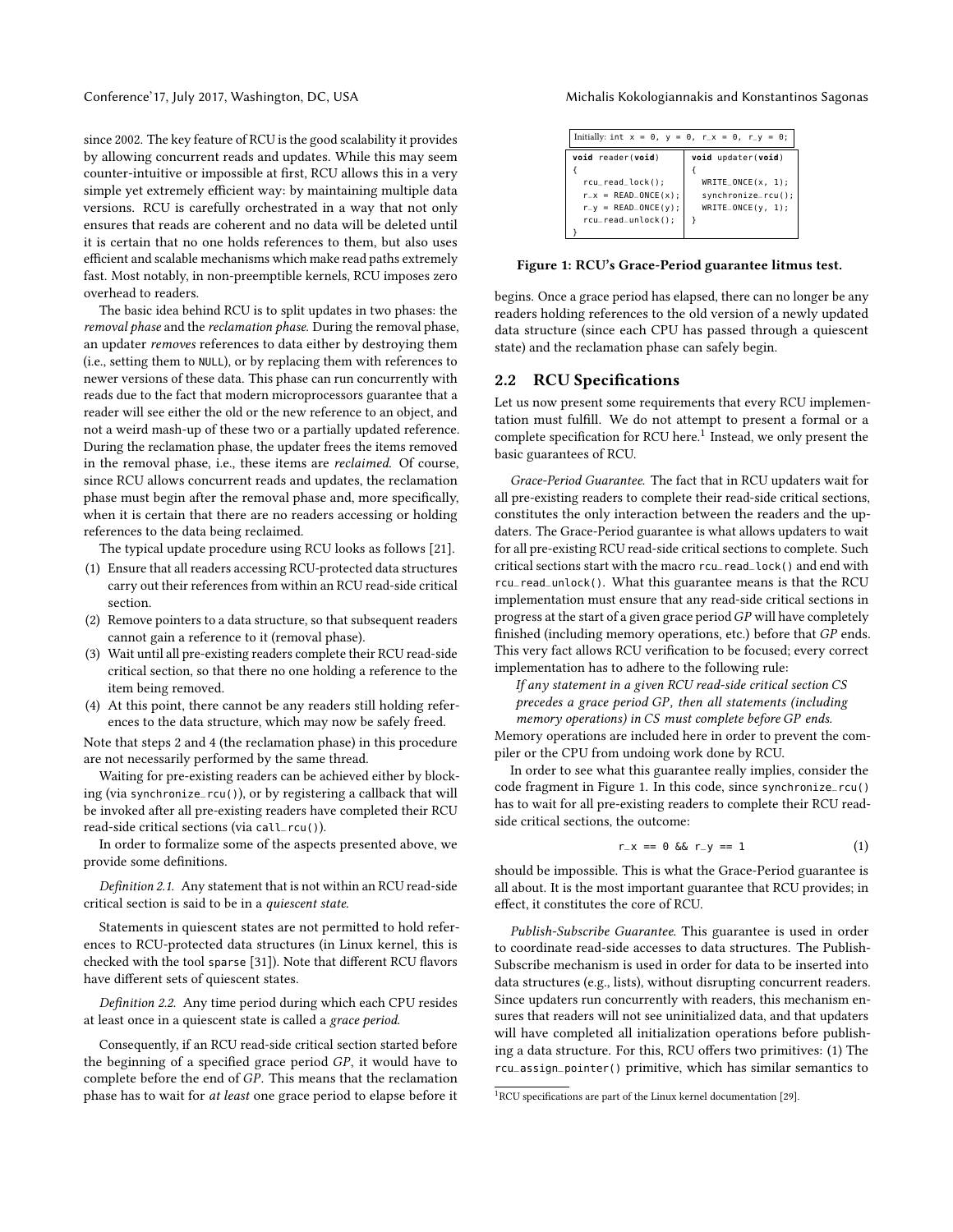since 2002. The key feature of RCU is the good scalability it provides by allowing concurrent reads and updates. While this may seem counter-intuitive or impossible at first, RCU allows this in a very simple yet extremely efficient way: by maintaining multiple data versions. RCU is carefully orchestrated in a way that not only ensures that reads are coherent and no data will be deleted until it is certain that no one holds references to them, but also uses efficient and scalable mechanisms which make read paths extremely fast. Most notably, in non-preemptible kernels, RCU imposes zero overhead to readers.

The basic idea behind RCU is to split updates in two phases: the *removal phase* and the *reclamation phase*. During the removal phase, an updater *removes* references to data either by destroying them (i.e., setting them to NULL), or by replacing them with references to newer versions of these data. This phase can run concurrently with reads due to the fact that modern microprocessors guarantee that a reader will see either the old or the new reference to an object, and not a weird mash-up of these two or a partially updated reference. During the reclamation phase, the updater frees the items removed in the removal phase, i.e., these items are *reclaimed*. Of course, since RCU allows concurrent reads and updates, the reclamation phase must begin after the removal phase and, more specifically, when it is certain that there are no readers accessing or holding references to the data being reclaimed.

The typical update procedure using RCU looks as follows [21].

(1) Ensure that all readers accessing RCU-protected data structures carry out their references from within an RCU read-side critical section.
(2) Remove pointers to a data structure, so that subsequent readers cannot gain a reference to it (removal phase).
(3) Wait until all pre-existing readers complete their RCU read-side critical section, so that there no one holding a reference to the item being removed.
(4) At this point, there cannot be any readers still holding references to the data structure, which may now be safely freed.

Note that steps 2 and 4 (the reclamation phase) in this procedure are not necessarily performed by the same thread.

Waiting for pre-existing readers can be achieved either by blocking (via synchronize_rcu()), or by registering a callback that will be invoked after all pre-existing readers have completed their RCU read-side critical sections (via call_rcu()).

In order to formalize some of the aspects presented above, we provide some definitions.

*Definition 2.1.* Any statement that is not within an RCU read-side critical section is said to be in a *quiescent state*.

Statements in quiescent states are not permitted to hold references to RCU-protected data structures (in Linux kernel, this is checked with the tool sparse [31]). Note that different RCU flavors have different sets of quiescent states.

*Definition 2.2.* Any time period during which each CPU resides at least once in a quiescent state is called a *grace period*.

Consequently, if an RCU read-side critical section started before the beginning of a specified grace period *GP*, it would have to complete before the end of *GP*. This means that the reclamation phase has to wait for *at least* one grace period to elapse before it begins. Once a grace period has elapsed, there can no longer be any readers holding references to the old version of a newly updated data structure (since each CPU has passed through a quiescent state) and the reclamation phase can safely begin.

```
Initially: int x = 0, y = 0, r_x = 0, r_y = 0;

void reader(void)              void updater(void)
{                              {
  rcu_read_lock();               WRITE_ONCE(x, 1);
  r_x = READ_ONCE(x);            synchronize_rcu();
  r_y = READ_ONCE(y);            WRITE_ONCE(y, 1);
  rcu_read_unlock();           }
}
```

**Figure 1: RCU's Grace-Period guarantee litmus test.**

## 2.2 RCU Specifications

Let us now present some requirements that every RCU implementation must fulfill. We do not attempt to present a formal or a complete specification for RCU here.[1] Instead, we only present the basic guarantees of RCU.

*Grace-Period Guarantee.* The fact that in RCU updaters wait for all pre-existing readers to complete their read-side critical sections, constitutes the only interaction between the readers and the updaters. The Grace-Period guarantee is what allows updaters to wait for all pre-existing RCU read-side critical sections to complete. Such critical sections start with the macro rcu_read_lock() and end with rcu_read_unlock(). What this guarantee means is that the RCU implementation must ensure that any read-side critical sections in progress at the start of a given grace period *GP* will have completely finished (including memory operations, etc.) before that *GP* ends. This very fact allows RCU verification to be focused; every correct implementation has to adhere to the following rule:

*If any statement in a given RCU read-side critical section CS precedes a grace period GP, then all statements (including memory operations) in CS must complete before GP ends.*

Memory operations are included here in order to prevent the compiler or the CPU from undoing work done by RCU.

In order to see what this guarantee really implies, consider the code fragment in Figure 1. In this code, since synchronize_rcu() has to wait for all pre-existing readers to complete their RCU read-side critical sections, the outcome:

$$\texttt{r\_x == 0 \&\& r\_y == 1} \tag{1}$$

should be impossible. This is what the Grace-Period guarantee is all about. It is the most important guarantee that RCU provides; in effect, it constitutes the core of RCU.

*Publish-Subscribe Guarantee.* This guarantee is used in order to coordinate read-side accesses to data structures. The Publish-Subscribe mechanism is used in order for data to be inserted into data structures (e.g., lists), without disrupting concurrent readers. Since updaters run concurrently with readers, this mechanism ensures that readers will not see uninitialized data, and that updaters will have completed all initialization operations before publishing a data structure. For this, RCU offers two primitives: (1) The rcu_assign_pointer() primitive, which has similar semantics to

[1] RCU specifications are part of the Linux kernel documentation [29].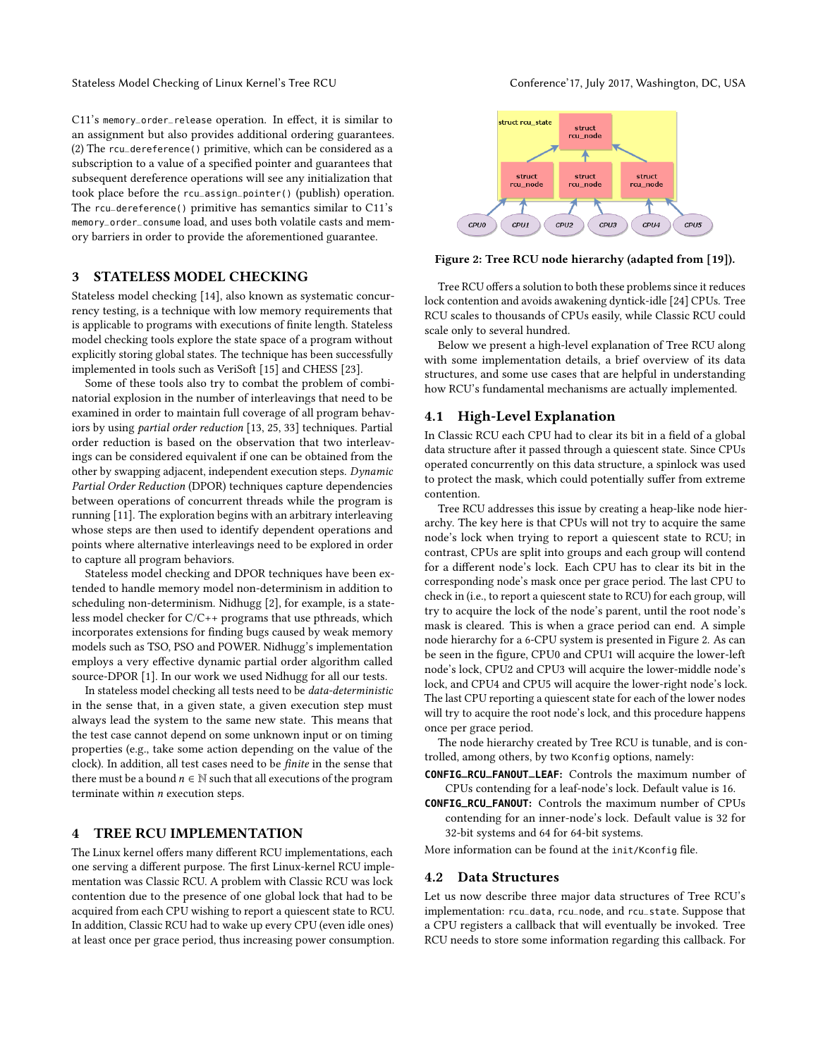C11's memory_order_release operation. In effect, it is similar to an assignment but also provides additional ordering guarantees. (2) The rcu_dereference() primitive, which can be considered as a subscription to a value of a specified pointer and guarantees that subsequent dereference operations will see any initialization that took place before the rcu_assign_pointer() (publish) operation. The rcu_dereference() primitive has semantics similar to C11's memory_order_consume load, and uses both volatile casts and memory barriers in order to provide the aforementioned guarantee.

## 3 STATELESS MODEL CHECKING

Stateless model checking [14], also known as systematic concurrency testing, is a technique with low memory requirements that is applicable to programs with executions of finite length. Stateless model checking tools explore the state space of a program without explicitly storing global states. The technique has been successfully implemented in tools such as VeriSoft [15] and CHESS [23].

Some of these tools also try to combat the problem of combinatorial explosion in the number of interleavings that need to be examined in order to maintain full coverage of all program behaviors by using *partial order reduction* [13, 25, 33] techniques. Partial order reduction is based on the observation that two interleavings can be considered equivalent if one can be obtained from the other by swapping adjacent, independent execution steps. *Dynamic Partial Order Reduction* (DPOR) techniques capture dependencies between operations of concurrent threads while the program is running [11]. The exploration begins with an arbitrary interleaving whose steps are then used to identify dependent operations and points where alternative interleavings need to be explored in order to capture all program behaviors.

Stateless model checking and DPOR techniques have been extended to handle memory model non-determinism in addition to scheduling non-determinism. Nidhugg [2], for example, is a stateless model checker for C/C++ programs that use pthreads, which incorporates extensions for finding bugs caused by weak memory models such as TSO, PSO and POWER. Nidhugg's implementation employs a very effective dynamic partial order algorithm called source-DPOR [1]. In our work we used Nidhugg for all our tests.

In stateless model checking all tests need to be *data-deterministic* in the sense that, in a given state, a given execution step must always lead the system to the same new state. This means that the test case cannot depend on some unknown input or on timing properties (e.g., take some action depending on the value of the clock). In addition, all test cases need to be *finite* in the sense that there must be a bound $n \in \mathbb{N}$ such that all executions of the program terminate within $n$ execution steps.

## 4 TREE RCU IMPLEMENTATION

The Linux kernel offers many different RCU implementations, each one serving a different purpose. The first Linux-kernel RCU implementation was Classic RCU. A problem with Classic RCU was lock contention due to the presence of one global lock that had to be acquired from each CPU wishing to report a quiescent state to RCU. In addition, Classic RCU had to wake up every CPU (even idle ones) at least once per grace period, thus increasing power consumption.

Figure 2: Tree RCU node hierarchy (adapted from [19]).

Tree RCU offers a solution to both these problems since it reduces lock contention and avoids awakening dyntick-idle [24] CPUs. Tree RCU scales to thousands of CPUs easily, while Classic RCU could scale only to several hundred.

Below we present a high-level explanation of Tree RCU along with some implementation details, a brief overview of its data structures, and some use cases that are helpful in understanding how RCU's fundamental mechanisms are actually implemented.

### 4.1 High-Level Explanation

In Classic RCU each CPU had to clear its bit in a field of a global data structure after it passed through a quiescent state. Since CPUs operated concurrently on this data structure, a spinlock was used to protect the mask, which could potentially suffer from extreme contention.

Tree RCU addresses this issue by creating a heap-like node hierarchy. The key here is that CPUs will not try to acquire the same node's lock when trying to report a quiescent state to RCU; in contrast, CPUs are split into groups and each group will contend for a different node's lock. Each CPU has to clear its bit in the corresponding node's mask once per grace period. The last CPU to check in (i.e., to report a quiescent state to RCU) for each group, will try to acquire the lock of the node's parent, until the root node's mask is cleared. This is when a grace period can end. A simple node hierarchy for a 6-CPU system is presented in Figure 2. As can be seen in the figure, CPU0 and CPU1 will acquire the lower-left node's lock, CPU2 and CPU3 will acquire the lower-middle node's lock, and CPU4 and CPU5 will acquire the lower-right node's lock. The last CPU reporting a quiescent state for each of the lower nodes will try to acquire the root node's lock, and this procedure happens once per grace period.

The node hierarchy created by Tree RCU is tunable, and is controlled, among others, by two Kconfig options, namely:

- **CONFIG_RCU_FANOUT_LEAF:** Controls the maximum number of CPUs contending for a leaf-node's lock. Default value is 16.
- **CONFIG_RCU_FANOUT:** Controls the maximum number of CPUs contending for an inner-node's lock. Default value is 32 for 32-bit systems and 64 for 64-bit systems.

More information can be found at the init/Kconfig file.

### 4.2 Data Structures

Let us now describe three major data structures of Tree RCU's implementation: rcu_data, rcu_node, and rcu_state. Suppose that a CPU registers a callback that will eventually be invoked. Tree RCU needs to store some information regarding this callback. For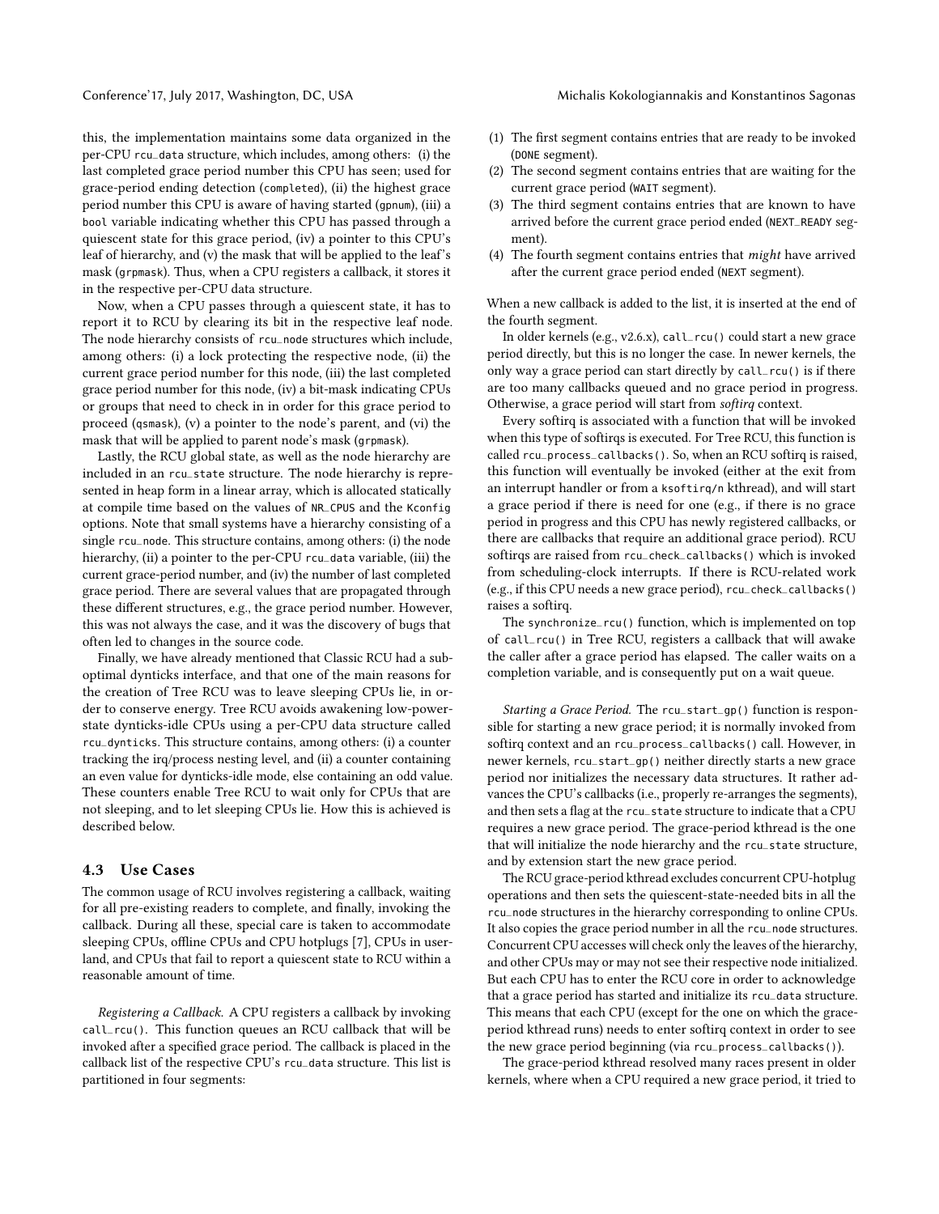this, the implementation maintains some data organized in the per-CPU `rcu_data` structure, which includes, among others: (i) the last completed grace period number this CPU has seen; used for grace-period ending detection (`completed`), (ii) the highest grace period number this CPU is aware of having started (`gpnum`), (iii) a `bool` variable indicating whether this CPU has passed through a quiescent state for this grace period, (iv) a pointer to this CPU's leaf of hierarchy, and (v) the mask that will be applied to the leaf's mask (`grpmask`). Thus, when a CPU registers a callback, it stores it in the respective per-CPU data structure.

Now, when a CPU passes through a quiescent state, it has to report it to RCU by clearing its bit in the respective leaf node. The node hierarchy consists of `rcu_node` structures which include, among others: (i) a lock protecting the respective node, (ii) the current grace period number for this node, (iii) the last completed grace period number for this node, (iv) a bit-mask indicating CPUs or groups that need to check in in order for this grace period to proceed (`qsmask`), (v) a pointer to the node's parent, and (vi) the mask that will be applied to parent node's mask (`grpmask`).

Lastly, the RCU global state, as well as the node hierarchy are included in an `rcu_state` structure. The node hierarchy is represented in heap form in a linear array, which is allocated statically at compile time based on the values of `NR_CPUS` and the `Kconfig` options. Note that small systems have a hierarchy consisting of a single `rcu_node`. This structure contains, among others: (i) the node hierarchy, (ii) a pointer to the per-CPU `rcu_data` variable, (iii) the current grace-period number, and (iv) the number of last completed grace period. There are several values that are propagated through these different structures, e.g., the grace period number. However, this was not always the case, and it was the discovery of bugs that often led to changes in the source code.

Finally, we have already mentioned that Classic RCU had a sub-optimal dynticks interface, and that one of the main reasons for the creation of Tree RCU was to leave sleeping CPUs lie, in order to conserve energy. Tree RCU avoids awakening low-power-state dynticks-idle CPUs using a per-CPU data structure called `rcu_dynticks`. This structure contains, among others: (i) a counter tracking the irq/process nesting level, and (ii) a counter containing an even value for dynticks-idle mode, else containing an odd value. These counters enable Tree RCU to wait only for CPUs that are not sleeping, and to let sleeping CPUs lie. How this is achieved is described below.

### 4.3 Use Cases

The common usage of RCU involves registering a callback, waiting for all pre-existing readers to complete, and finally, invoking the callback. During all these, special care is taken to accommodate sleeping CPUs, offline CPUs and CPU hotplugs [7], CPUs in userland, and CPUs that fail to report a quiescent state to RCU within a reasonable amount of time.

*Registering a Callback.* A CPU registers a callback by invoking `call_rcu()`. This function queues an RCU callback that will be invoked after a specified grace period. The callback is placed in the callback list of the respective CPU's `rcu_data` structure. This list is partitioned in four segments:

1. The first segment contains entries that are ready to be invoked (`DONE` segment).
2. The second segment contains entries that are waiting for the current grace period (`WAIT` segment).
3. The third segment contains entries that are known to have arrived before the current grace period ended (`NEXT_READY` segment).
4. The fourth segment contains entries that *might* have arrived after the current grace period ended (`NEXT` segment).

When a new callback is added to the list, it is inserted at the end of the fourth segment.

In older kernels (e.g., v2.6.x), `call_rcu()` could start a new grace period directly, but this is no longer the case. In newer kernels, the only way a grace period can start directly by `call_rcu()` is if there are too many callbacks queued and no grace period in progress. Otherwise, a grace period will start from *softirq* context.

Every softirq is associated with a function that will be invoked when this type of softirqs is executed. For Tree RCU, this function is called `rcu_process_callbacks()`. So, when an RCU softirq is raised, this function will eventually be invoked (either at the exit from an interrupt handler or from a `ksoftirq/n` kthread), and will start a grace period if there is need for one (e.g., if there is no grace period in progress and this CPU has newly registered callbacks, or there are callbacks that require an additional grace period). RCU softirqs are raised from `rcu_check_callbacks()` which is invoked from scheduling-clock interrupts. If there is RCU-related work (e.g., if this CPU needs a new grace period), `rcu_check_callbacks()` raises a softirq.

The `synchronize_rcu()` function, which is implemented on top of `call_rcu()` in Tree RCU, registers a callback that will awake the caller after a grace period has elapsed. The caller waits on a completion variable, and is consequently put on a wait queue.

*Starting a Grace Period.* The `rcu_start_gp()` function is responsible for starting a new grace period; it is normally invoked from softirq context and an `rcu_process_callbacks()` call. However, in newer kernels, `rcu_start_gp()` neither directly starts a new grace period nor initializes the necessary data structures. It rather advances the CPU's callbacks (i.e., properly re-arranges the segments), and then sets a flag at the `rcu_state` structure to indicate that a CPU requires a new grace period. The grace-period kthread is the one that will initialize the node hierarchy and the `rcu_state` structure, and by extension start the new grace period.

The RCU grace-period kthread excludes concurrent CPU-hotplug operations and then sets the quiescent-state-needed bits in all the `rcu_node` structures in the hierarchy corresponding to online CPUs. It also copies the grace period number in all the `rcu_node` structures. Concurrent CPU accesses will check only the leaves of the hierarchy, and other CPUs may or may not see their respective node initialized. But each CPU has to enter the RCU core in order to acknowledge that a grace period has started and initialize its `rcu_data` structure. This means that each CPU (except for the one on which the grace-period kthread runs) needs to enter softirq context in order to see the new grace period beginning (via `rcu_process_callbacks()`).

The grace-period kthread resolved many races present in older kernels, where when a CPU required a new grace period, it tried to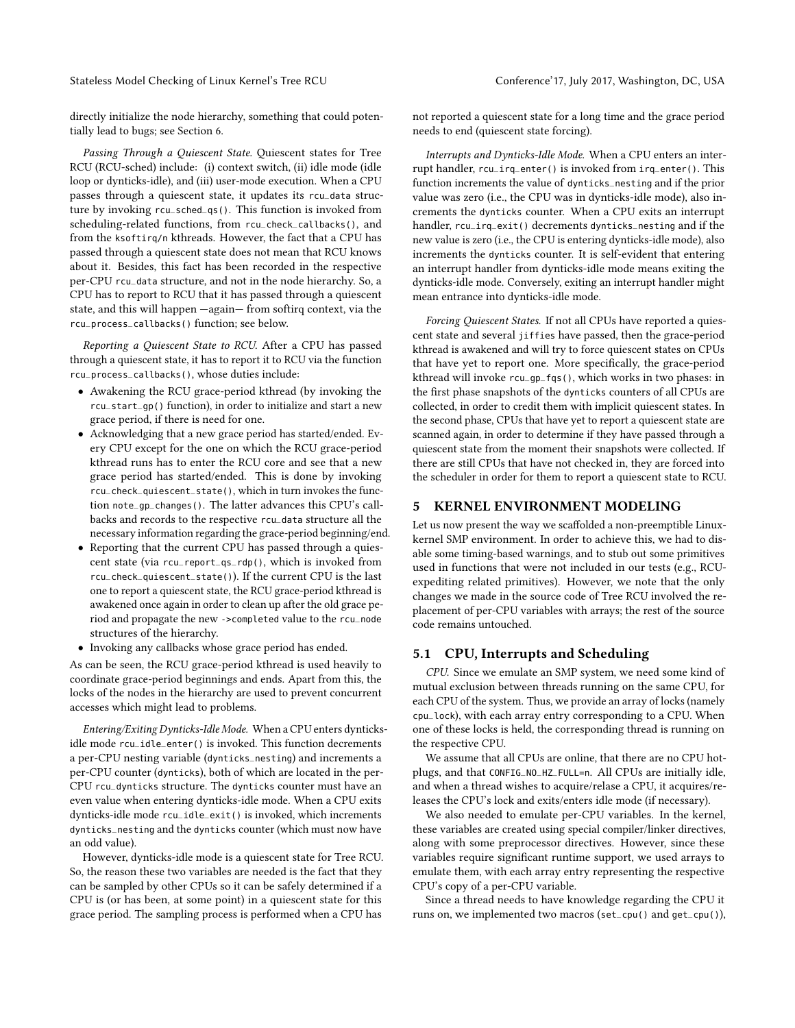directly initialize the node hierarchy, something that could potentially lead to bugs; see Section 6.

*Passing Through a Quiescent State.* Quiescent states for Tree RCU (RCU-sched) include: (i) context switch, (ii) idle mode (idle loop or dynticks-idle), and (iii) user-mode execution. When a CPU passes through a quiescent state, it updates its `rcu_data` structure by invoking `rcu_sched_qs()`. This function is invoked from scheduling-related functions, from `rcu_check_callbacks()`, and from the `ksoftirq/n` kthreads. However, the fact that a CPU has passed through a quiescent state does not mean that RCU knows about it. Besides, this fact has been recorded in the respective per-CPU `rcu_data` structure, and not in the node hierarchy. So, a CPU has to report to RCU that it has passed through a quiescent state, and this will happen —again— from softirq context, via the `rcu_process_callbacks()` function; see below.

*Reporting a Quiescent State to RCU.* After a CPU has passed through a quiescent state, it has to report it to RCU via the function `rcu_process_callbacks()`, whose duties include:

- Awakening the RCU grace-period kthread (by invoking the `rcu_start_gp()` function), in order to initialize and start a new grace period, if there is need for one.
- Acknowledging that a new grace period has started/ended. Every CPU except for the one on which the RCU grace-period kthread runs has to enter the RCU core and see that a new grace period has started/ended. This is done by invoking `rcu_check_quiescent_state()`, which in turn invokes the function `note_gp_changes()`. The latter advances this CPU's callbacks and records to the respective `rcu_data` structure all the necessary information regarding the grace-period beginning/end.
- Reporting that the current CPU has passed through a quiescent state (via `rcu_report_qs_rdp()`, which is invoked from `rcu_check_quiescent_state()`). If the current CPU is the last one to report a quiescent state, the RCU grace-period kthread is awakened once again in order to clean up after the old grace period and propagate the new `->completed` value to the `rcu_node` structures of the hierarchy.
- Invoking any callbacks whose grace period has ended.

As can be seen, the RCU grace-period kthread is used heavily to coordinate grace-period beginnings and ends. Apart from this, the locks of the nodes in the hierarchy are used to prevent concurrent accesses which might lead to problems.

*Entering/Exiting Dynticks-Idle Mode.* When a CPU enters dynticks-idle mode `rcu_idle_enter()` is invoked. This function decrements a per-CPU nesting variable (`dynticks_nesting`) and increments a per-CPU counter (`dynticks`), both of which are located in the per-CPU `rcu_dynticks` structure. The `dynticks` counter must have an even value when entering dynticks-idle mode. When a CPU exits dynticks-idle mode `rcu_idle_exit()` is invoked, which increments `dynticks_nesting` and the `dynticks` counter (which must now have an odd value).

However, dynticks-idle mode is a quiescent state for Tree RCU. So, the reason these two variables are needed is the fact that they can be sampled by other CPUs so it can be safely determined if a CPU is (or has been, at some point) in a quiescent state for this grace period. The sampling process is performed when a CPU has not reported a quiescent state for a long time and the grace period needs to end (quiescent state forcing).

*Interrupts and Dynticks-Idle Mode.* When a CPU enters an interrupt handler, `rcu_irq_enter()` is invoked from `irq_enter()`. This function increments the value of `dynticks_nesting` and if the prior value was zero (i.e., the CPU was in dynticks-idle mode), also increments the `dynticks` counter. When a CPU exits an interrupt handler, `rcu_irq_exit()` decrements `dynticks_nesting` and if the new value is zero (i.e., the CPU is entering dynticks-idle mode), also increments the `dynticks` counter. It is self-evident that entering an interrupt handler from dynticks-idle mode means exiting the dynticks-idle mode. Conversely, exiting an interrupt handler might mean entrance into dynticks-idle mode.

*Forcing Quiescent States.* If not all CPUs have reported a quiescent state and several `jiffies` have passed, then the grace-period kthread is awakened and will try to force quiescent states on CPUs that have yet to report one. More specifically, the grace-period kthread will invoke `rcu_gp_fqs()`, which works in two phases: in the first phase snapshots of the `dynticks` counters of all CPUs are collected, in order to credit them with implicit quiescent states. In the second phase, CPUs that have yet to report a quiescent state are scanned again, in order to determine if they have passed through a quiescent state from the moment their snapshots were collected. If there are still CPUs that have not checked in, they are forced into the scheduler in order for them to report a quiescent state to RCU.

# 5 KERNEL ENVIRONMENT MODELING

Let us now present the way we scaffolded a non-preemptible Linux-kernel SMP environment. In order to achieve this, we had to disable some timing-based warnings, and to stub out some primitives used in functions that were not included in our tests (e.g., RCU-expediting related primitives). However, we note that the only changes we made in the source code of Tree RCU involved the replacement of per-CPU variables with arrays; the rest of the source code remains untouched.

## 5.1 CPU, Interrupts and Scheduling

*CPU.* Since we emulate an SMP system, we need some kind of mutual exclusion between threads running on the same CPU, for each CPU of the system. Thus, we provide an array of locks (namely `cpu_lock`), with each array entry corresponding to a CPU. When one of these locks is held, the corresponding thread is running on the respective CPU.

We assume that all CPUs are online, that there are no CPU hotplugs, and that `CONFIG_NO_HZ_FULL=n`. All CPUs are initially idle, and when a thread wishes to acquire/relase a CPU, it acquires/releases the CPU's lock and exits/enters idle mode (if necessary).

We also needed to emulate per-CPU variables. In the kernel, these variables are created using special compiler/linker directives, along with some preprocessor directives. However, since these variables require significant runtime support, we used arrays to emulate them, with each array entry representing the respective CPU's copy of a per-CPU variable.

Since a thread needs to have knowledge regarding the CPU it runs on, we implemented two macros (`set_cpu()` and `get_cpu()`),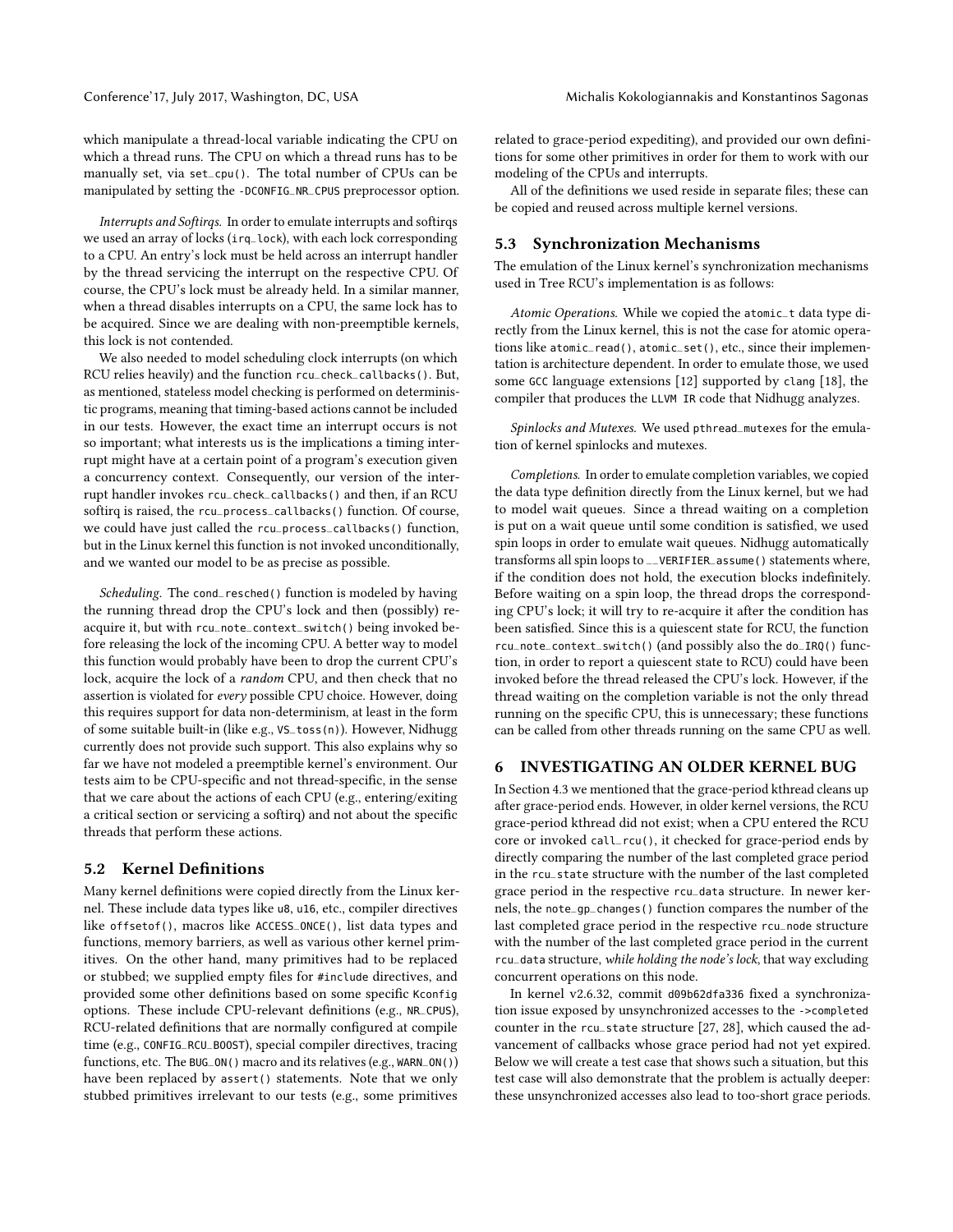which manipulate a thread-local variable indicating the CPU on which a thread runs. The CPU on which a thread runs has to be manually set, via `set_cpu()`. The total number of CPUs can be manipulated by setting the `-DCONFIG_NR_CPUS` preprocessor option.

*Interrupts and Softirqs.* In order to emulate interrupts and softirqs we used an array of locks (`irq_lock`), with each lock corresponding to a CPU. An entry's lock must be held across an interrupt handler by the thread servicing the interrupt on the respective CPU. Of course, the CPU's lock must be already held. In a similar manner, when a thread disables interrupts on a CPU, the same lock has to be acquired. Since we are dealing with non-preemptible kernels, this lock is not contended.

We also needed to model scheduling clock interrupts (on which RCU relies heavily) and the function `rcu_check_callbacks()`. But, as mentioned, stateless model checking is performed on deterministic programs, meaning that timing-based actions cannot be included in our tests. However, the exact time an interrupt occurs is not so important; what interests us is the implications a timing interrupt might have at a certain point of a program's execution given a concurrency context. Consequently, our version of the interrupt handler invokes `rcu_check_callbacks()` and then, if an RCU softirq is raised, the `rcu_process_callbacks()` function. Of course, we could have just called the `rcu_process_callbacks()` function, but in the Linux kernel this function is not invoked unconditionally, and we wanted our model to be as precise as possible.

*Scheduling.* The `cond_resched()` function is modeled by having the running thread drop the CPU's lock and then (possibly) re-acquire it, but with `rcu_note_context_switch()` being invoked before releasing the lock of the incoming CPU. A better way to model this function would probably have been to drop the current CPU's lock, acquire the lock of a *random* CPU, and then check that no assertion is violated for *every* possible CPU choice. However, doing this requires support for data non-determinism, at least in the form of some suitable built-in (like e.g., `VS_toss(n)`). However, Nidhugg currently does not provide such support. This also explains why so far we have not modeled a preemptible kernel's environment. Our tests aim to be CPU-specific and not thread-specific, in the sense that we care about the actions of each CPU (e.g., entering/exiting a critical section or servicing a softirq) and not about the specific threads that perform these actions.

## 5.2 Kernel Definitions

Many kernel definitions were copied directly from the Linux kernel. These include data types like `u8`, `u16`, etc., compiler directives like `offsetof()`, macros like `ACCESS_ONCE()`, list data types and functions, memory barriers, as well as various other kernel primitives. On the other hand, many primitives had to be replaced or stubbed; we supplied empty files for `#include` directives, and provided some other definitions based on some specific `Kconfig` options. These include CPU-relevant definitions (e.g., `NR_CPUS`), RCU-related definitions that are normally configured at compile time (e.g., `CONFIG_RCU_BOOST`), special compiler directives, tracing functions, etc. The `BUG_ON()` macro and its relatives (e.g., `WARN_ON()`) have been replaced by `assert()` statements. Note that we only stubbed primitives irrelevant to our tests (e.g., some primitives related to grace-period expediting), and provided our own definitions for some other primitives in order for them to work with our modeling of the CPUs and interrupts.

All of the definitions we used reside in separate files; these can be copied and reused across multiple kernel versions.

## 5.3 Synchronization Mechanisms

The emulation of the Linux kernel's synchronization mechanisms used in Tree RCU's implementation is as follows:

*Atomic Operations.* While we copied the `atomic_t` data type directly from the Linux kernel, this is not the case for atomic operations like `atomic_read()`, `atomic_set()`, etc., since their implementation is architecture dependent. In order to emulate those, we used some `GCC` language extensions [12] supported by `clang` [18], the compiler that produces the `LLVM IR` code that Nidhugg analyzes.

*Spinlocks and Mutexes.* We used `pthread_mutex`es for the emulation of kernel spinlocks and mutexes.

*Completions.* In order to emulate completion variables, we copied the data type definition directly from the Linux kernel, but we had to model wait queues. Since a thread waiting on a completion is put on a wait queue until some condition is satisfied, we used spin loops in order to emulate wait queues. Nidhugg automatically transforms all spin loops to `__VERIFIER_assume()` statements where, if the condition does not hold, the execution blocks indefinitely. Before waiting on a spin loop, the thread drops the corresponding CPU's lock; it will try to re-acquire it after the condition has been satisfied. Since this is a quiescent state for RCU, the function `rcu_note_context_switch()` (and possibly also the `do_IRQ()` function, in order to report a quiescent state to RCU) could have been invoked before the thread released the CPU's lock. However, if the thread waiting on the completion variable is not the only thread running on the specific CPU, this is unnecessary; these functions can be called from other threads running on the same CPU as well.

# 6 INVESTIGATING AN OLDER KERNEL BUG

In Section 4.3 we mentioned that the grace-period kthread cleans up after grace-period ends. However, in older kernel versions, the RCU grace-period kthread did not exist; when a CPU entered the RCU core or invoked `call_rcu()`, it checked for grace-period ends by directly comparing the number of the last completed grace period in the `rcu_state` structure with the number of the last completed grace period in the respective `rcu_data` structure. In newer kernels, the `note_gp_changes()` function compares the number of the last completed grace period in the respective `rcu_node` structure with the number of the last completed grace period in the current `rcu_data` structure, *while holding the node's lock*, that way excluding concurrent operations on this node.

In kernel v2.6.32, commit `d09b62dfa336` fixed a synchronization issue exposed by unsynchronized accesses to the `->completed` counter in the `rcu_state` structure [27, 28], which caused the advancement of callbacks whose grace period had not yet expired. Below we will create a test case that shows such a situation, but this test case will also demonstrate that the problem is actually deeper: these unsynchronized accesses also lead to too-short grace periods.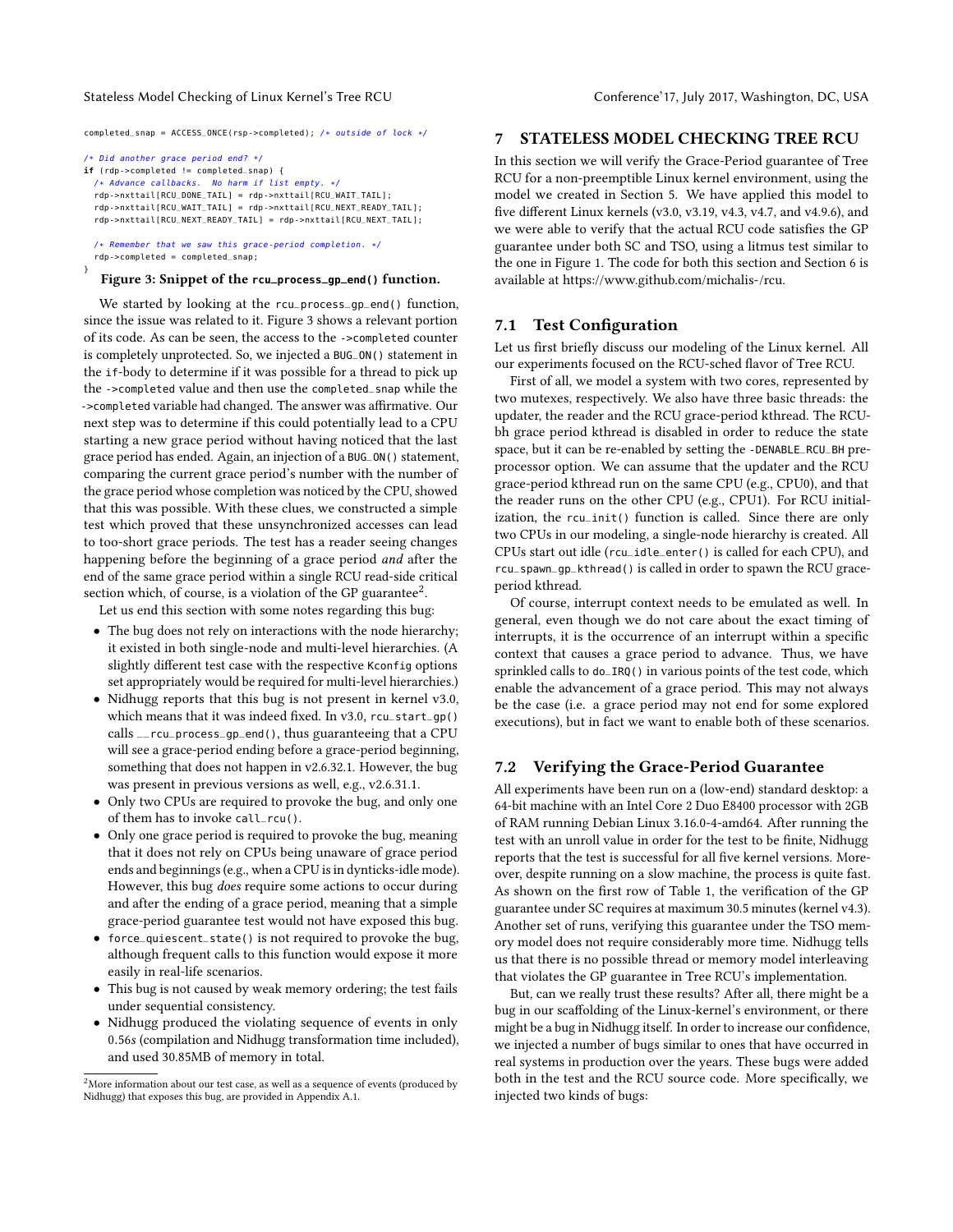```
completed_snap = ACCESS_ONCE(rsp->completed); /* outside of lock */

/* Did another grace period end? */
if (rdp->completed != completed_snap) {
  /* Advance callbacks.  No harm if list empty. */
  rdp->nxttail[RCU_DONE_TAIL] = rdp->nxttail[RCU_WAIT_TAIL];
  rdp->nxttail[RCU_WAIT_TAIL] = rdp->nxttail[RCU_NEXT_READY_TAIL];
  rdp->nxttail[RCU_NEXT_READY_TAIL] = rdp->nxttail[RCU_NEXT_TAIL];

  /* Remember that we saw this grace-period completion. */
  rdp->completed = completed_snap;
}
```

**Figure 3: Snippet of the `rcu_process_gp_end()` function.**

We started by looking at the `rcu_process_gp_end()` function, since the issue was related to it. Figure 3 shows a relevant portion of its code. As can be seen, the access to the `->completed` counter is completely unprotected. So, we injected a `BUG_ON()` statement in the `if`-body to determine if it was possible for a thread to pick up the `->completed` value and then use the `completed_snap` while the `->completed` variable had changed. The answer was affirmative. Our next step was to determine if this could potentially lead to a CPU starting a new grace period without having noticed that the last grace period has ended. Again, an injection of a `BUG_ON()` statement, comparing the current grace period's number with the number of the grace period whose completion was noticed by the CPU, showed that this was possible. With these clues, we constructed a simple test which proved that these unsynchronized accesses can lead to too-short grace periods. The test has a reader seeing changes happening before the beginning of a grace period *and* after the end of the same grace period within a single RCU read-side critical section which, of course, is a violation of the GP guarantee[2].

Let us end this section with some notes regarding this bug:

- The bug does not rely on interactions with the node hierarchy; it existed in both single-node and multi-level hierarchies. (A slightly different test case with the respective `Kconfig` options set appropriately would be required for multi-level hierarchies.)
- Nidhugg reports that this bug is not present in kernel v3.0, which means that it was indeed fixed. In v3.0, `rcu_start_gp()` calls `__rcu_process_gp_end()`, thus guaranteeing that a CPU will see a grace-period ending before a grace-period beginning, something that does not happen in v2.6.32.1. However, the bug was present in previous versions as well, e.g., v2.6.31.1.
- Only two CPUs are required to provoke the bug, and only one of them has to invoke `call_rcu()`.
- Only one grace period is required to provoke the bug, meaning that it does not rely on CPUs being unaware of grace period ends and beginnings (e.g., when a CPU is in dynticks-idle mode). However, this bug *does* require some actions to occur during and after the ending of a grace period, meaning that a simple grace-period guarantee test would not have exposed this bug.
- `force_quiescent_state()` is not required to provoke the bug, although frequent calls to this function would expose it more easily in real-life scenarios.
- This bug is not caused by weak memory ordering; the test fails under sequential consistency.
- Nidhugg produced the violating sequence of events in only 0.56s (compilation and Nidhugg transformation time included), and used 30.85MB of memory in total.

[2] More information about our test case, as well as a sequence of events (produced by Nidhugg) that exposes this bug, are provided in Appendix A.1.

## 7 STATELESS MODEL CHECKING TREE RCU

In this section we will verify the Grace-Period guarantee of Tree RCU for a non-preemptible Linux kernel environment, using the model we created in Section 5. We have applied this model to five different Linux kernels (v3.0, v3.19, v4.3, v4.7, and v4.9.6), and we were able to verify that the actual RCU code satisfies the GP guarantee under both SC and TSO, using a litmus test similar to the one in Figure 1. The code for both this section and Section 6 is available at https://www.github.com/michalis-/rcu.

### 7.1 Test Configuration

Let us first briefly discuss our modeling of the Linux kernel. All our experiments focused on the RCU-sched flavor of Tree RCU.

First of all, we model a system with two cores, represented by two mutexes, respectively. We also have three basic threads: the updater, the reader and the RCU grace-period kthread. The RCU-bh grace period kthread is disabled in order to reduce the state space, but it can be re-enabled by setting the `-DENABLE_RCU_BH` preprocessor option. We can assume that the updater and the RCU grace-period kthread run on the same CPU (e.g., CPU0), and that the reader runs on the other CPU (e.g., CPU1). For RCU initialization, the `rcu_init()` function is called. Since there are only two CPUs in our modeling, a single-node hierarchy is created. All CPUs start out idle (`rcu_idle_enter()` is called for each CPU), and `rcu_spawn_gp_kthread()` is called in order to spawn the RCU grace-period kthread.

Of course, interrupt context needs to be emulated as well. In general, even though we do not care about the exact timing of interrupts, it is the occurrence of an interrupt within a specific context that causes a grace period to advance. Thus, we have sprinkled calls to `do_IRQ()` in various points of the test code, which enable the advancement of a grace period. This may not always be the case (i.e. a grace period may not end for some explored executions), but in fact we want to enable both of these scenarios.

### 7.2 Verifying the Grace-Period Guarantee

All experiments have been run on a (low-end) standard desktop: a 64-bit machine with an Intel Core 2 Duo E8400 processor with 2GB of RAM running Debian Linux 3.16.0-4-amd64. After running the test with an unroll value in order for the test to be finite, Nidhugg reports that the test is successful for all five kernel versions. Moreover, despite running on a slow machine, the process is quite fast. As shown on the first row of Table 1, the verification of the GP guarantee under SC requires at maximum 30.5 minutes (kernel v4.3). Another set of runs, verifying this guarantee under the TSO memory model does not require considerably more time. Nidhugg tells us that there is no possible thread or memory model interleaving that violates the GP guarantee in Tree RCU's implementation.

But, can we really trust these results? After all, there might be a bug in our scaffolding of the Linux-kernel's environment, or there might be a bug in Nidhugg itself. In order to increase our confidence, we injected a number of bugs similar to ones that have occurred in real systems in production over the years. These bugs were added both in the test and the RCU source code. More specifically, we injected two kinds of bugs: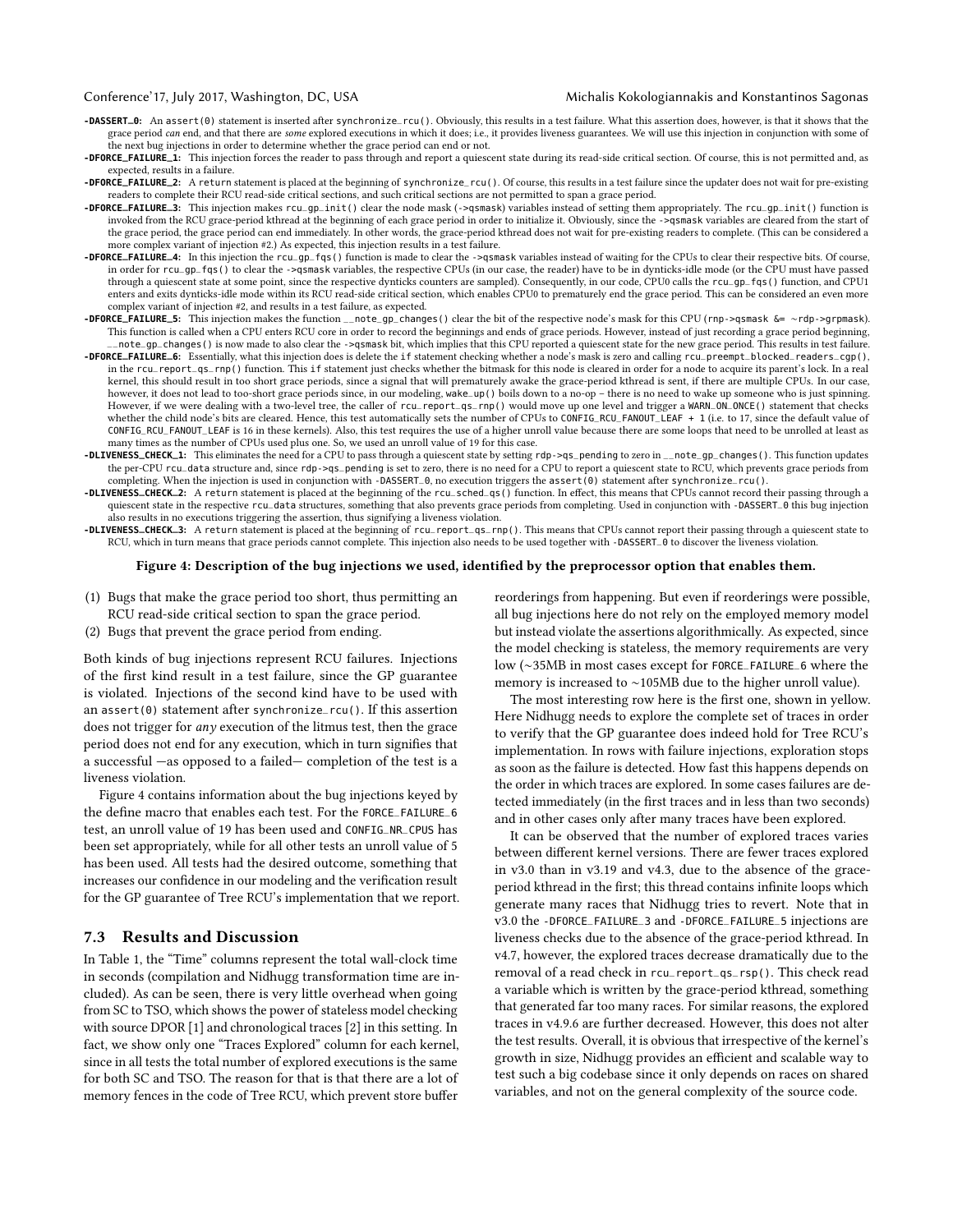**-DASSERT_0:** An `assert(0)` statement is inserted after `synchronize_rcu()`. Obviously, this results in a test failure. What this assertion does, however, is that it shows that the grace period *can* end, and that there are *some* explored executions in which it does; i.e., it provides liveness guarantees. We will use this injection in conjunction with some of the next bug injections in order to determine whether the grace period can end or not.

**-DFORCE_FAILURE_1:** This injection forces the reader to pass through and report a quiescent state during its read-side critical section. Of course, this is not permitted and, as expected, results in a failure.

**-DFORCE_FAILURE_2:** A `return` statement is placed at the beginning of `synchronize_rcu()`. Of course, this results in a test failure since the updater does not wait for pre-existing readers to complete their RCU read-side critical sections, and such critical sections are not permitted to span a grace period.

**-DFORCE_FAILURE_3:** This injection makes `rcu_gp_init()` clear the node mask (`->qsmask`) variables instead of setting them appropriately. The `rcu_gp_init()` function is invoked from the RCU grace-period kthread at the beginning of each grace period in order to initialize it. Obviously, since the `->qsmask` variables are cleared from the start of the grace period, the grace period can end immediately. In other words, the grace-period kthread does not wait for pre-existing readers to complete. (This can be considered a more complex variant of injection #2.) As expected, this injection results in a test failure.

**-DFORCE_FAILURE_4:** In this injection the `rcu_gp_fqs()` function is made to clear the `->qsmask` variables instead of waiting for the CPUs to clear their respective bits. Of course, in order for `rcu_gp_fqs()` to clear the `->qsmask` variables, the respective CPUs (in our case, the reader) have to be in dynticks-idle mode (or the CPU must have passed through a quiescent state at some point, since the respective dynticks counters are sampled). Consequently, in our code, CPU0 calls the `rcu_gp_fqs()` function, and CPU1 enters and exits dynticks-idle mode within its RCU read-side critical section, which enables CPU0 to prematurely end the grace period. This can be considered an even more complex variant of injection #2, and results in a test failure, as expected.

**-DFORCE_FAILURE_5:** This injection makes the function `__note_gp_changes()` clear the bit of the respective node's mask for this CPU (`rnp->qsmask &= ~rdp->grpmask`). This function is called when a CPU enters RCU core in order to record the beginnings and ends of grace periods. However, instead of just recording a grace period beginning, `__note_gp_changes()` is now made to also clear the `->qsmask` bit, which implies that this CPU reported a quiescent state for the new grace period. This results in test failure.

**-DFORCE_FAILURE_6:** Essentially, what this injection does is delete the `if` statement checking whether a node's mask is zero and calling `rcu_preempt_blocked_readers_cgp()`, in the `rcu_report_qs_rnp()` function. This `if` statement just checks whether the bitmask for this node is cleared in order for a node to acquire its parent's lock. In a real kernel, this should result in too short grace periods, since a signal that will prematurely awake the grace-period kthread is sent, if there are multiple CPUs. In our case, however, it does not lead to too-short grace periods since, in our modeling, `wake_up()` boils down to a no-op – there is no need to wake up someone who is just spinning. However, if we were dealing with a two-level tree, the caller of `rcu_report_qs_rnp()` would move up one level and trigger a `WARN_ON_ONCE()` statement that checks whether the child node's bits are cleared. Hence, this test automatically sets the number of CPUs to `CONFIG_RCU_FANOUT_LEAF + 1` (i.e. to 17, since the default value of `CONFIG_RCU_FANOUT_LEAF` is 16 in these kernels). Also, this test requires the use of a higher unroll value because there are some loops that need to be unrolled at least as many times as the number of CPUs used plus one. So, we used an unroll value of 19 for this case.

**-DLIVENESS_CHECK_1:** This eliminates the need for a CPU to pass through a quiescent state by setting `rdp->qs_pending` to zero in `__note_gp_changes()`. This function updates the per-CPU `rcu_data` structure and, since `rdp->qs_pending` is set to zero, there is no need for a CPU to report a quiescent state to RCU, which prevents grace periods from completing. When the injection is used in conjunction with `-DASSERT_0`, no execution triggers the `assert(0)` statement after `synchronize_rcu()`.

**-DLIVENESS_CHECK_2:** A `return` statement is placed at the beginning of the `rcu_sched_qs()` function. In effect, this means that CPUs cannot record their passing through a quiescent state in the respective `rcu_data` structures, something that also prevents grace periods from completing. Used in conjunction with `-DASSERT_0` this bug injection also results in no executions triggering the assertion, thus signifying a liveness violation.

**-DLIVENESS_CHECK_3:** A `return` statement is placed at the beginning of `rcu_report_qs_rnp()`. This means that CPUs cannot report their passing through a quiescent state to RCU, which in turn means that grace periods cannot complete. This injection also needs to be used together with `-DASSERT_0` to discover the liveness violation.

**Figure 4: Description of the bug injections we used, identified by the preprocessor option that enables them.**

(1) Bugs that make the grace period too short, thus permitting an RCU read-side critical section to span the grace period.
(2) Bugs that prevent the grace period from ending.

Both kinds of bug injections represent RCU failures. Injections of the first kind result in a test failure, since the GP guarantee is violated. Injections of the second kind have to be used with an `assert(0)` statement after `synchronize_rcu()`. If this assertion does not trigger for *any* execution of the litmus test, then the grace period does not end for any execution, which in turn signifies that a successful —as opposed to a failed— completion of the test is a liveness violation.

Figure 4 contains information about the bug injections keyed by the define macro that enables each test. For the `FORCE_FAILURE_6` test, an unroll value of 19 has been used and `CONFIG_NR_CPUS` has been set appropriately, while for all other tests an unroll value of 5 has been used. All tests had the desired outcome, something that increases our confidence in our modeling and the verification result for the GP guarantee of Tree RCU's implementation that we report.

### 7.3 Results and Discussion

In Table 1, the "Time" columns represent the total wall-clock time in seconds (compilation and Nidhugg transformation time are included). As can be seen, there is very little overhead when going from SC to TSO, which shows the power of stateless model checking with source DPOR [1] and chronological traces [2] in this setting. In fact, we show only one "Traces Explored" column for each kernel, since in all tests the total number of explored executions is the same for both SC and TSO. The reason for that is that there are a lot of memory fences in the code of Tree RCU, which prevent store buffer reorderings from happening. But even if reorderings were possible, all bug injections here do not rely on the employed memory model but instead violate the assertions algorithmically. As expected, since the model checking is stateless, the memory requirements are very low (~35MB in most cases except for `FORCE_FAILURE_6` where the memory is increased to ~105MB due to the higher unroll value).

The most interesting row here is the first one, shown in yellow. Here Nidhugg needs to explore the complete set of traces in order to verify that the GP guarantee does indeed hold for Tree RCU's implementation. In rows with failure injections, exploration stops as soon as the failure is detected. How fast this happens depends on the order in which traces are explored. In some cases failures are detected immediately (in the first traces and in less than two seconds) and in other cases only after many traces have been explored.

It can be observed that the number of explored traces varies between different kernel versions. There are fewer traces explored in v3.0 than in v3.19 and v4.3, due to the absence of the grace-period kthread in the first; this thread contains infinite loops which generate many races that Nidhugg tries to revert. Note that in v3.0 the `-DFORCE_FAILURE_3` and `-DFORCE_FAILURE_5` injections are liveness checks due to the absence of the grace-period kthread. In v4.7, however, the explored traces decrease dramatically due to the removal of a read check in `rcu_report_qs_rsp()`. This check read a variable which is written by the grace-period kthread, something that generated far too many races. For similar reasons, the explored traces in v4.9.6 are further decreased. However, this does not alter the test results. Overall, it is obvious that irrespective of the kernel's growth in size, Nidhugg provides an efficient and scalable way to test such a big codebase since it only depends on races on shared variables, and not on the general complexity of the source code.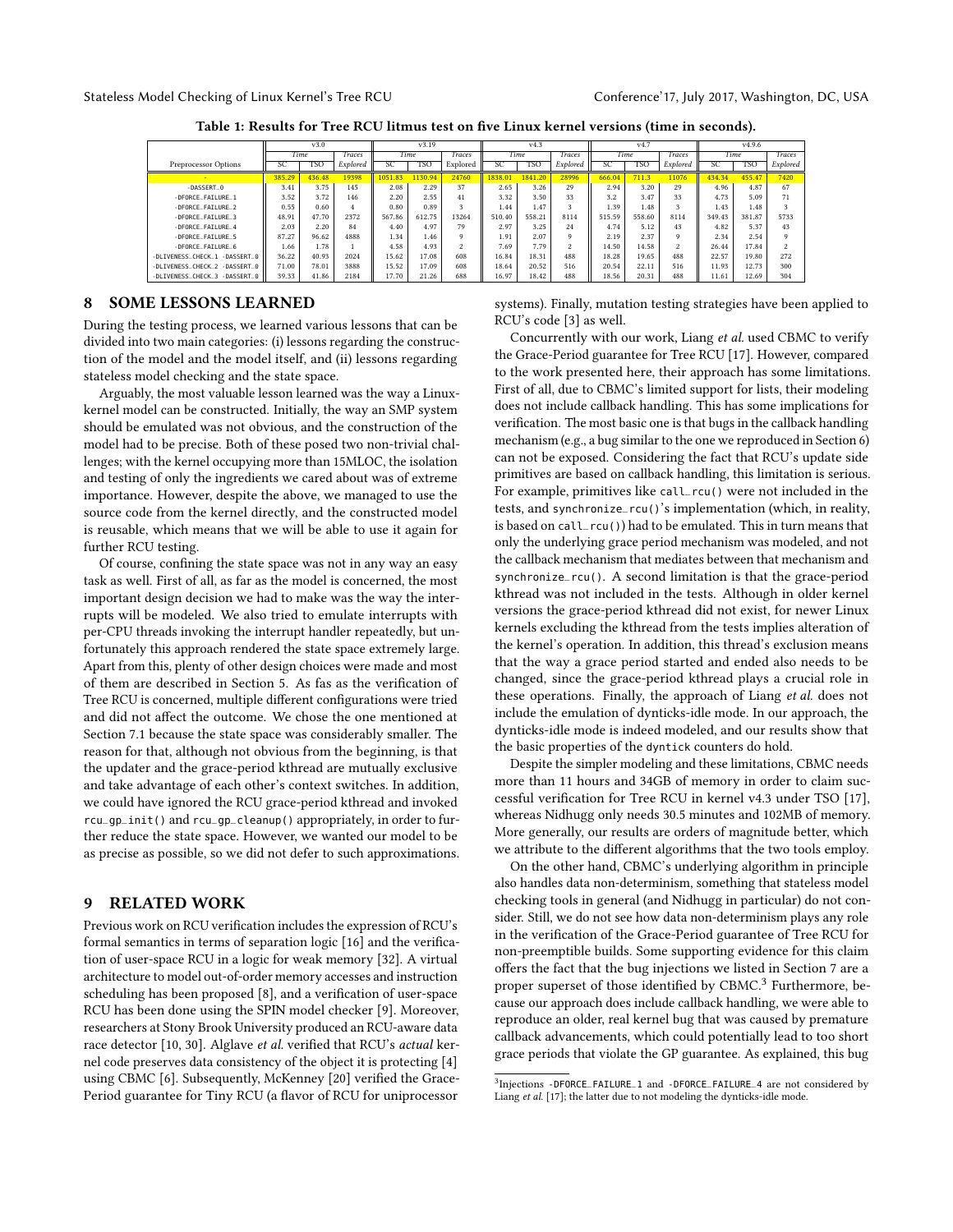**Table 1: Results for Tree RCU litmus test on five Linux kernel versions (time in seconds).**

| Preprocessor Options | v3.0 | | | v3.19 | | | v4.3 | | | v4.7 | | | v4.9.6 | | |
|---|---|---|---|---|---|---|---|---|---|---|---|---|---|---|---|
| | *Time* | | *Traces* | *Time* | | *Traces* | *Time* | | *Traces* | *Time* | | *Traces* | *Time* | | *Traces* |
| | SC | TSO | *Explored* | SC | TSO | Explored | SC | TSO | *Explored* | SC | TSO | *Explored* | SC | TSO | *Explored* |
| - | 385.29 | 436.48 | 19398 | 1051.83 | 1130.94 | 24760 | 1838.01 | 1841.20 | 28996 | 666.04 | 711.3 | 11076 | 434.34 | 455.47 | 7420 |
| -DASSERT_0 | 3.41 | 3.75 | 145 | 2.08 | 2.29 | 37 | 2.65 | 3.26 | 29 | 2.94 | 3.20 | 29 | 4.96 | 4.87 | 67 |
| -DFORCE_FAILURE_1 | 3.52 | 3.72 | 146 | 2.20 | 2.55 | 41 | 3.32 | 3.50 | 33 | 3.2 | 3.47 | 33 | 4.73 | 5.09 | 71 |
| -DFORCE_FAILURE_2 | 0.55 | 0.60 | 4 | 0.80 | 0.89 | 3 | 1.44 | 1.47 | 3 | 1.39 | 1.48 | 3 | 1.43 | 1.48 | 3 |
| -DFORCE_FAILURE_3 | 48.91 | 47.70 | 2372 | 567.86 | 612.75 | 13264 | 510.40 | 558.21 | 8114 | 515.59 | 558.60 | 8114 | 349.43 | 381.87 | 5733 |
| -DFORCE_FAILURE_4 | 2.03 | 2.20 | 84 | 4.40 | 4.97 | 79 | 2.97 | 3.25 | 24 | 4.74 | 5.12 | 43 | 4.82 | 5.37 | 43 |
| -DFORCE_FAILURE_5 | 87.27 | 96.62 | 4888 | 1.34 | 1.46 | 9 | 1.91 | 2.07 | 9 | 2.19 | 2.37 | 9 | 2.34 | 2.54 | 9 |
| -DFORCE_FAILURE_6 | 1.66 | 1.78 | 1 | 4.58 | 4.93 | 2 | 7.69 | 7.79 | 2 | 14.50 | 14.58 | 2 | 26.44 | 17.84 | 2 |
| -DLIVENESS_CHECK_1 -DASSERT_0 | 36.22 | 40.93 | 2024 | 15.62 | 17.08 | 608 | 16.84 | 18.31 | 488 | 18.28 | 19.65 | 488 | 22.57 | 19.80 | 272 |
| -DLIVENESS_CHECK_2 -DASSERT_0 | 71.00 | 78.01 | 3888 | 15.52 | 17.09 | 608 | 18.64 | 20.52 | 516 | 20.54 | 22.11 | 516 | 11.93 | 12.73 | 300 |
| -DLIVENESS_CHECK_3 -DASSERT_0 | 39.33 | 41.86 | 2184 | 17.70 | 21.26 | 688 | 16.97 | 18.42 | 488 | 18.56 | 20.31 | 488 | 11.61 | 12.69 | 304 |

## 8 SOME LESSONS LEARNED

During the testing process, we learned various lessons that can be divided into two main categories: (i) lessons regarding the construction of the model and the model itself, and (ii) lessons regarding stateless model checking and the state space.

Arguably, the most valuable lesson learned was the way a Linux-kernel model can be constructed. Initially, the way an SMP system should be emulated was not obvious, and the construction of the model had to be precise. Both of these posed two non-trivial challenges; with the kernel occupying more than 15MLOC, the isolation and testing of only the ingredients we cared about was of extreme importance. However, despite the above, we managed to use the source code from the kernel directly, and the constructed model is reusable, which means that we will be able to use it again for further RCU testing.

Of course, confining the state space was not in any way an easy task as well. First of all, as far as the model is concerned, the most important design decision we had to make was the way the interrupts will be modeled. We also tried to emulate interrupts with per-CPU threads invoking the interrupt handler repeatedly, but unfortunately this approach rendered the state space extremely large. Apart from this, plenty of other design choices were made and most of them are described in Section 5. As fas as the verification of Tree RCU is concerned, multiple different configurations were tried and did not affect the outcome. We chose the one mentioned at Section 7.1 because the state space was considerably smaller. The reason for that, although not obvious from the beginning, is that the updater and the grace-period kthread are mutually exclusive and take advantage of each other's context switches. In addition, we could have ignored the RCU grace-period kthread and invoked `rcu_gp_init()` and `rcu_gp_cleanup()` appropriately, in order to further reduce the state space. However, we wanted our model to be as precise as possible, so we did not defer to such approximations.

## 9 RELATED WORK

Previous work on RCU verification includes the expression of RCU's formal semantics in terms of separation logic [16] and the verification of user-space RCU in a logic for weak memory [32]. A virtual architecture to model out-of-order memory accesses and instruction scheduling has been proposed [8], and a verification of user-space RCU has been done using the SPIN model checker [9]. Moreover, researchers at Stony Brook University produced an RCU-aware data race detector [10, 30]. Alglave *et al.* verified that RCU's *actual* kernel code preserves data consistency of the object it is protecting [4] using CBMC [6]. Subsequently, McKenney [20] verified the Grace-Period guarantee for Tiny RCU (a flavor of RCU for uniprocessor systems). Finally, mutation testing strategies have been applied to RCU's code [3] as well.

Concurrently with our work, Liang *et al.* used CBMC to verify the Grace-Period guarantee for Tree RCU [17]. However, compared to the work presented here, their approach has some limitations. First of all, due to CBMC's limited support for lists, their modeling does not include callback handling. This has some implications for verification. The most basic one is that bugs in the callback handling mechanism (e.g., a bug similar to the one we reproduced in Section 6) can not be exposed. Considering the fact that RCU's update side primitives are based on callback handling, this limitation is serious. For example, primitives like `call_rcu()` were not included in the tests, and `synchronize_rcu()`'s implementation (which, in reality, is based on `call_rcu()`) had to be emulated. This in turn means that only the underlying grace period mechanism was modeled, and not the callback mechanism that mediates between that mechanism and `synchronize_rcu()`. A second limitation is that the grace-period kthread was not included in the tests. Although in older kernel versions the grace-period kthread did not exist, for newer Linux kernels excluding the kthread from the tests implies alteration of the kernel's operation. In addition, this thread's exclusion means that the way a grace period started and ended also needs to be changed, since the grace-period kthread plays a crucial role in these operations. Finally, the approach of Liang *et al.* does not include the emulation of dynticks-idle mode. In our approach, the dynticks-idle mode is indeed modeled, and our results show that the basic properties of the `dyntick` counters do hold.

Despite the simpler modeling and these limitations, CBMC needs more than 11 hours and 34GB of memory in order to claim successful verification for Tree RCU in kernel v4.3 under TSO [17], whereas Nidhugg only needs 30.5 minutes and 102MB of memory. More generally, our results are orders of magnitude better, which we attribute to the different algorithms that the two tools employ.

On the other hand, CBMC's underlying algorithm in principle also handles data non-determinism, something that stateless model checking tools in general (and Nidhugg in particular) do not consider. Still, we do not see how data non-determinism plays any role in the verification of the Grace-Period guarantee of Tree RCU for non-preemptible builds. Some supporting evidence for this claim offers the fact that the bug injections we listed in Section 7 are a proper superset of those identified by CBMC.[3] Furthermore, because our approach does include callback handling, we were able to reproduce an older, real kernel bug that was caused by premature callback advancements, which could potentially lead to too short grace periods that violate the GP guarantee. As explained, this bug

[3] Injections `-DFORCE_FAILURE_1` and `-DFORCE_FAILURE_4` are not considered by Liang *et al.* [17]; the latter due to not modeling the dynticks-idle mode.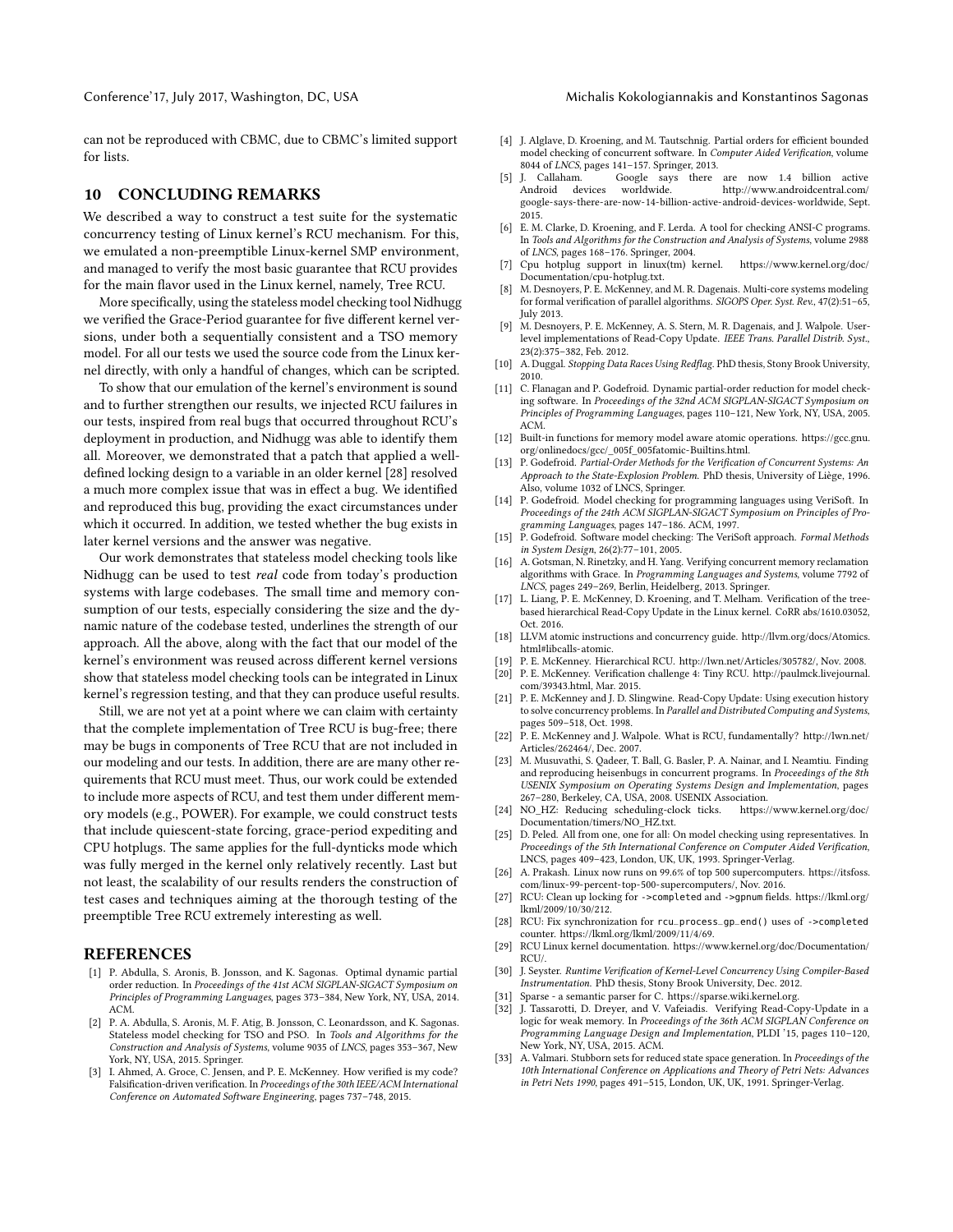can not be reproduced with CBMC, due to CBMC's limited support for lists.

## 10 CONCLUDING REMARKS

We described a way to construct a test suite for the systematic concurrency testing of Linux kernel's RCU mechanism. For this, we emulated a non-preemptible Linux-kernel SMP environment, and managed to verify the most basic guarantee that RCU provides for the main flavor used in the Linux kernel, namely, Tree RCU.

More specifically, using the stateless model checking tool Nidhugg we verified the Grace-Period guarantee for five different kernel versions, under both a sequentially consistent and a TSO memory model. For all our tests we used the source code from the Linux kernel directly, with only a handful of changes, which can be scripted.

To show that our emulation of the kernel's environment is sound and to further strengthen our results, we injected RCU failures in our tests, inspired from real bugs that occurred throughout RCU's deployment in production, and Nidhugg was able to identify them all. Moreover, we demonstrated that a patch that applied a well-defined locking design to a variable in an older kernel [28] resolved a much more complex issue that was in effect a bug. We identified and reproduced this bug, providing the exact circumstances under which it occurred. In addition, we tested whether the bug exists in later kernel versions and the answer was negative.

Our work demonstrates that stateless model checking tools like Nidhugg can be used to test *real* code from today's production systems with large codebases. The small time and memory consumption of our tests, especially considering the size and the dynamic nature of the codebase tested, underlines the strength of our approach. All the above, along with the fact that our model of the kernel's environment was reused across different kernel versions show that stateless model checking tools can be integrated in Linux kernel's regression testing, and that they can produce useful results.

Still, we are not yet at a point where we can claim with certainty that the complete implementation of Tree RCU is bug-free; there may be bugs in components of Tree RCU that are not included in our modeling and our tests. In addition, there are are many other requirements that RCU must meet. Thus, our work could be extended to include more aspects of RCU, and test them under different memory models (e.g., POWER). For example, we could construct tests that include quiescent-state forcing, grace-period expediting and CPU hotplugs. The same applies for the full-dynticks mode which was fully merged in the kernel only relatively recently. Last but not least, the scalability of our results renders the construction of test cases and techniques aiming at the thorough testing of the preemptible Tree RCU extremely interesting as well.

## REFERENCES

[1] P. Abdulla, S. Aronis, B. Jonsson, and K. Sagonas. Optimal dynamic partial order reduction. In *Proceedings of the 41st ACM SIGPLAN-SIGACT Symposium on Principles of Programming Languages*, pages 373–384, New York, NY, USA, 2014. ACM.

[2] P. A. Abdulla, S. Aronis, M. F. Atig, B. Jonsson, C. Leonardsson, and K. Sagonas. Stateless model checking for TSO and PSO. In *Tools and Algorithms for the Construction and Analysis of Systems*, volume 9035 of *LNCS*, pages 353–367, New York, NY, USA, 2015. Springer.

[3] I. Ahmed, A. Groce, C. Jensen, and P. E. McKenney. How verified is my code? Falsification-driven verification. In *Proceedings of the 30th IEEE/ACM International Conference on Automated Software Engineering*, pages 737–748, 2015.

[4] J. Alglave, D. Kroening, and M. Tautschnig. Partial orders for efficient bounded model checking of concurrent software. In *Computer Aided Verification*, volume 8044 of *LNCS*, pages 141–157. Springer, 2013.

[5] J. Callaham. Google says there are now 1.4 billion active Android devices worldwide. http://www.androidcentral.com/google-says-there-are-now-14-billion-active-android-devices-worldwide, Sept. 2015.

[6] E. M. Clarke, D. Kroening, and F. Lerda. A tool for checking ANSI-C programs. In *Tools and Algorithms for the Construction and Analysis of Systems*, volume 2988 of *LNCS*, pages 168–176. Springer, 2004.

[7] Cpu hotplug support in linux(tm) kernel. https://www.kernel.org/doc/Documentation/cpu-hotplug.txt.

[8] M. Desnoyers, P. E. McKenney, and M. R. Dagenais. Multi-core systems modeling for formal verification of parallel algorithms. *SIGOPS Oper. Syst. Rev.*, 47(2):51–65, July 2013.

[9] M. Desnoyers, P. E. McKenney, A. S. Stern, M. R. Dagenais, and J. Walpole. User-level implementations of Read-Copy Update. *IEEE Trans. Parallel Distrib. Syst.*, 23(2):375–382, Feb. 2012.

[10] A. Duggal. *Stopping Data Races Using Redflag*. PhD thesis, Stony Brook University, 2010.

[11] C. Flanagan and P. Godefroid. Dynamic partial-order reduction for model checking software. In *Proceedings of the 32nd ACM SIGPLAN-SIGACT Symposium on Principles of Programming Languages*, pages 110–121, New York, NY, USA, 2005. ACM.

[12] Built-in functions for memory model aware atomic operations. https://gcc.gnu.org/onlinedocs/gcc/_005f_005fatomic-Builtins.html.

[13] P. Godefroid. *Partial-Order Methods for the Verification of Concurrent Systems: An Approach to the State-Explosion Problem*. PhD thesis, University of Liège, 1996. Also, volume 1032 of LNCS, Springer.

[14] P. Godefroid. Model checking for programming languages using VeriSoft. In *Proceedings of the 24th ACM SIGPLAN-SIGACT Symposium on Principles of Programming Languages*, pages 147–186. ACM, 1997.

[15] P. Godefroid. Software model checking: The VeriSoft approach. *Formal Methods in System Design*, 26(2):77–101, 2005.

[16] A. Gotsman, N. Rinetzky, and H. Yang. Verifying concurrent memory reclamation algorithms with Grace. In *Programming Languages and Systems*, volume 7792 of *LNCS*, pages 249–269, Berlin, Heidelberg, 2013. Springer.

[17] L. Liang, P. E. McKenney, D. Kroening, and T. Melham. Verification of the tree-based hierarchical Read-Copy Update in the Linux kernel. CoRR abs/1610.03052, Oct. 2016.

[18] LLVM atomic instructions and concurrency guide. http://llvm.org/docs/Atomics.html#libcalls-atomic.

[19] P. E. McKenney. Hierarchical RCU. http://lwn.net/Articles/305782/, Nov. 2008.

[20] P. E. McKenney. Verification challenge 4: Tiny RCU. http://paulmck.livejournal.com/39343.html, Mar. 2015.

[21] P. E. McKenney and J. D. Slingwine. Read-Copy Update: Using execution history to solve concurrency problems. In *Parallel and Distributed Computing and Systems*, pages 509–518, Oct. 1998.

[22] P. E. McKenney and J. Walpole. What is RCU, fundamentally? http://lwn.net/Articles/262464/, Dec. 2007.

[23] M. Musuvathi, S. Qadeer, T. Ball, G. Basler, P. A. Nainar, and I. Neamtiu. Finding and reproducing heisenbugs in concurrent programs. In *Proceedings of the 8th USENIX Symposium on Operating Systems Design and Implementation*, pages 267–280, Berkeley, CA, USA, 2008. USENIX Association.

[24] NO_HZ: Reducing scheduling-clock ticks. https://www.kernel.org/doc/Documentation/timers/NO_HZ.txt.

[25] D. Peled. All from one, one for all: On model checking using representatives. In *Proceedings of the 5th International Conference on Computer Aided Verification*, LNCS, pages 409–423, London, UK, UK, 1993. Springer-Verlag.

[26] A. Prakash. Linux now runs on 99.6% of top 500 supercomputers. https://itsfoss.com/linux-99-percent-top-500-supercomputers/, Nov. 2016.

[27] RCU: Clean up locking for `->completed` and `->gpnum` fields. https://lkml.org/lkml/2009/10/30/212.

[28] RCU: Fix synchronization for `rcu_process_gp_end()` uses of `->completed` counter. https://lkml.org/lkml/2009/11/4/69.

[29] RCU Linux kernel documentation. https://www.kernel.org/doc/Documentation/RCU/.

[30] J. Seyster. *Runtime Verification of Kernel-Level Concurrency Using Compiler-Based Instrumentation*. PhD thesis, Stony Brook University, Dec. 2012.

[31] Sparse - a semantic parser for C. https://sparse.wiki.kernel.org.

[32] J. Tassarotti, D. Dreyer, and V. Vafeiadis. Verifying Read-Copy-Update in a logic for weak memory. In *Proceedings of the 36th ACM SIGPLAN Conference on Programming Language Design and Implementation*, PLDI '15, pages 110–120, New York, NY, USA, 2015. ACM.

[33] A. Valmari. Stubborn sets for reduced state space generation. In *Proceedings of the 10th International Conference on Applications and Theory of Petri Nets: Advances in Petri Nets 1990*, pages 491–515, London, UK, UK, 1991. Springer-Verlag.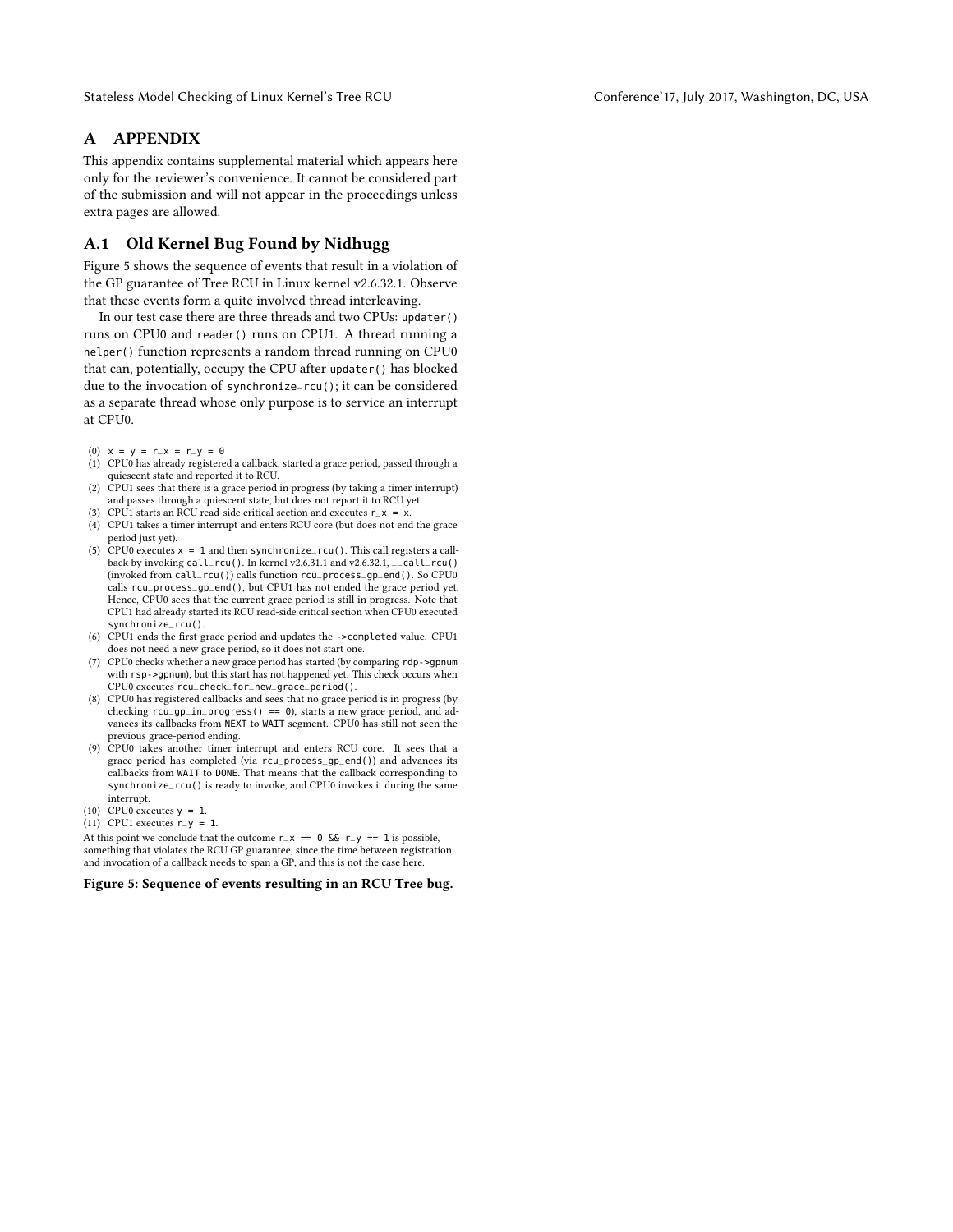# A APPENDIX

This appendix contains supplemental material which appears here only for the reviewer's convenience. It cannot be considered part of the submission and will not appear in the proceedings unless extra pages are allowed.

## A.1 Old Kernel Bug Found by Nidhugg

Figure 5 shows the sequence of events that result in a violation of the GP guarantee of Tree RCU in Linux kernel v2.6.32.1. Observe that these events form a quite involved thread interleaving.

In our test case there are three threads and two CPUs: `updater()` runs on CPU0 and `reader()` runs on CPU1. A thread running a `helper()` function represents a random thread running on CPU0 that can, potentially, occupy the CPU after `updater()` has blocked due to the invocation of `synchronize_rcu()`; it can be considered as a separate thread whose only purpose is to service an interrupt at CPU0.

(0) `x = y = r_x = r_y = 0`
(1) CPU0 has already registered a callback, started a grace period, passed through a quiescent state and reported it to RCU.
(2) CPU1 sees that there is a grace period in progress (by taking a timer interrupt) and passes through a quiescent state, but does not report it to RCU yet.
(3) CPU1 starts an RCU read-side critical section and executes `r_x = x`.
(4) CPU1 takes a timer interrupt and enters RCU core (but does not end the grace period just yet).
(5) CPU0 executes `x = 1` and then `synchronize_rcu()`. This call registers a callback by invoking `call_rcu()`. In kernel v2.6.31.1 and v2.6.32.1, `__call_rcu()` (invoked from `call_rcu()`) calls function `rcu_process_gp_end()`. So CPU0 calls `rcu_process_gp_end()`, but CPU1 has not ended the grace period yet. Hence, CPU0 sees that the current grace period is still in progress. Note that CPU1 had already started its RCU read-side critical section when CPU0 executed `synchronize_rcu()`.
(6) CPU1 ends the first grace period and updates the `->completed` value. CPU1 does not need a new grace period, so it does not start one.
(7) CPU0 checks whether a new grace period has started (by comparing `rdp->gpnum` with `rsp->gpnum`), but this start has not happened yet. This check occurs when CPU0 executes `rcu_check_for_new_grace_period()`.
(8) CPU0 has registered callbacks and sees that no grace period is in progress (by checking `rcu_gp_in_progress() == 0`), starts a new grace period, and advances its callbacks from `NEXT` to `WAIT` segment. CPU0 has still not seen the previous grace-period ending.
(9) CPU0 takes another timer interrupt and enters RCU core. It sees that a grace period has completed (via `rcu_process_gp_end()`) and advances its callbacks from `WAIT` to `DONE`. That means that the callback corresponding to `synchronize_rcu()` is ready to invoke, and CPU0 invokes it during the same interrupt.
(10) CPU0 executes `y = 1`.
(11) CPU1 executes `r_y = 1`.

At this point we conclude that the outcome `r_x == 0 && r_y == 1` is possible, something that violates the RCU GP guarantee, since the time between registration and invocation of a callback needs to span a GP, and this is not the case here.

**Figure 5: Sequence of events resulting in an RCU Tree bug.**